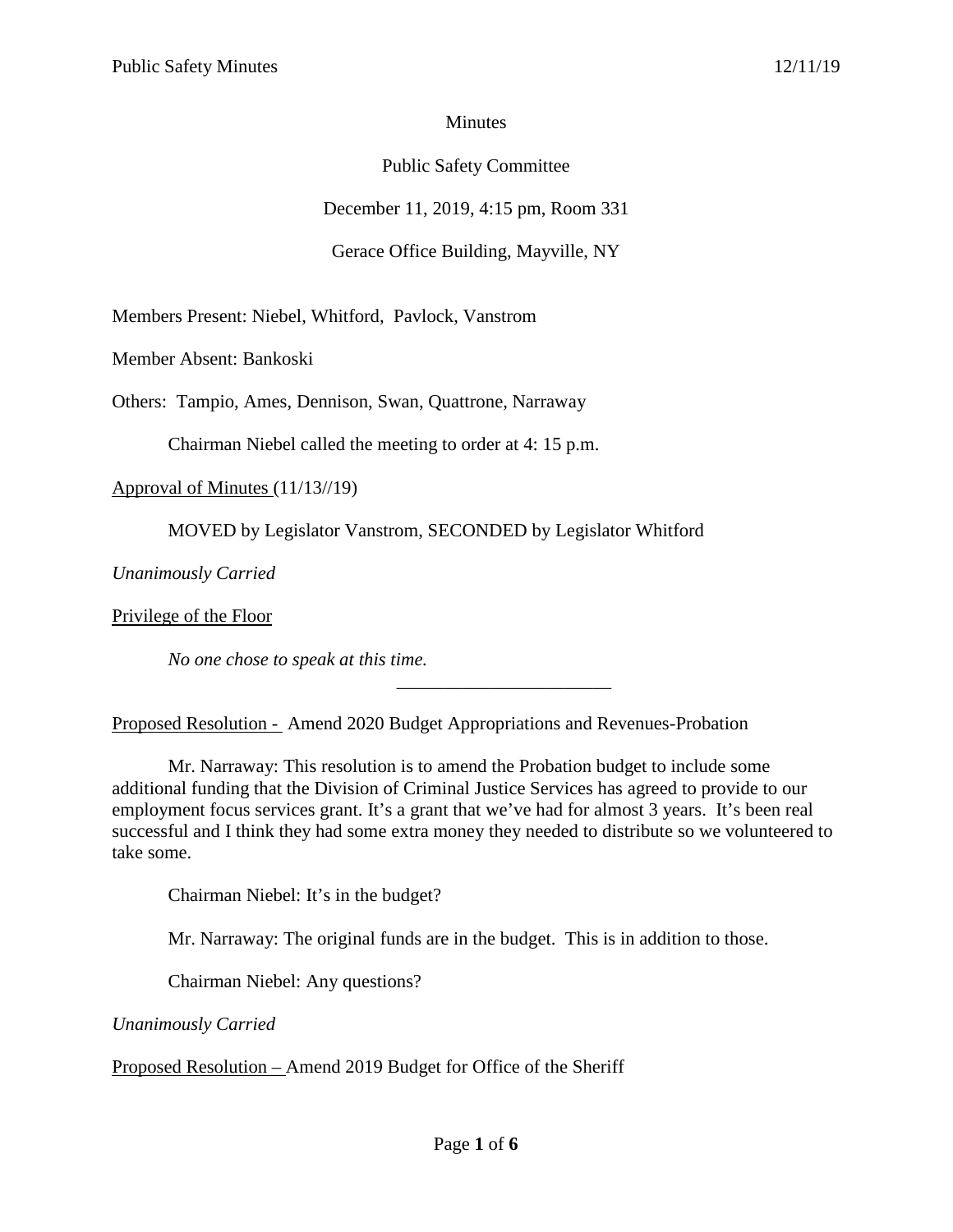Minutes

Public Safety Committee

December 11, 2019, 4:15 pm, Room 331

Gerace Office Building, Mayville, NY

Members Present: Niebel, Whitford, Pavlock, Vanstrom

Member Absent: Bankoski

Others: Tampio, Ames, Dennison, Swan, Quattrone, Narraway

Chairman Niebel called the meeting to order at 4: 15 p.m.

Approval of Minutes (11/13//19)

MOVED by Legislator Vanstrom, SECONDED by Legislator Whitford

*Unanimously Carried*

Privilege of the Floor

*No one chose to speak at this time.*

---

Proposed Resolution - Amend 2020 Budget Appropriations and Revenues-Probation

Mr. Narraway: This resolution is to amend the Probation budget to include some additional funding that the Division of Criminal Justice Services has agreed to provide to our employment focus services grant. It's a grant that we've had for almost 3 years. It's been real successful and I think they had some extra money they needed to distribute so we volunteered to take some.

Chairman Niebel: It's in the budget?

Mr. Narraway: The original funds are in the budget. This is in addition to those.

Chairman Niebel: Any questions?

*Unanimously Carried*

Proposed Resolution – Amend 2019 Budget for Office of the Sheriff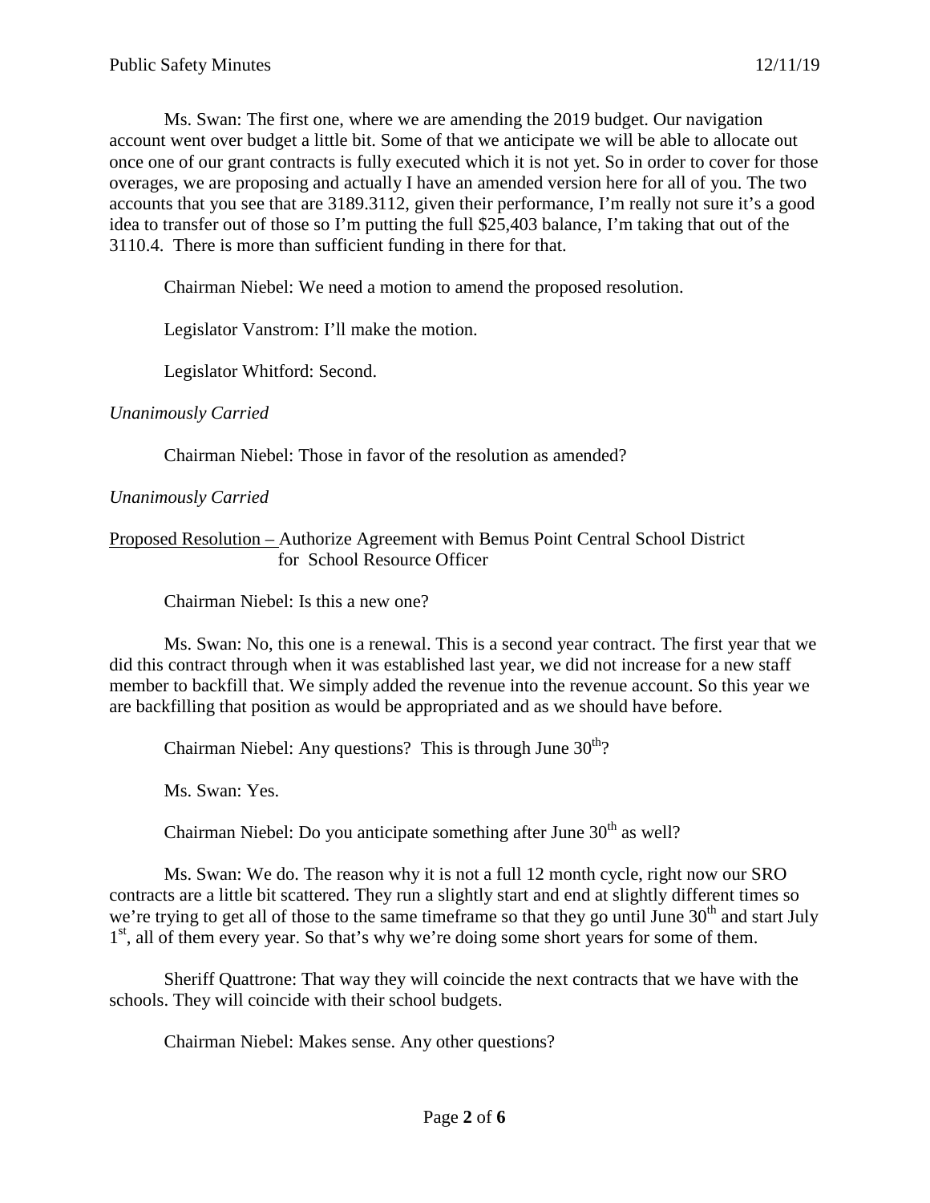Ms. Swan: The first one, where we are amending the 2019 budget. Our navigation account went over budget a little bit. Some of that we anticipate we will be able to allocate out once one of our grant contracts is fully executed which it is not yet. So in order to cover for those overages, we are proposing and actually I have an amended version here for all of you. The two accounts that you see that are 3189.3112, given their performance, I'm really not sure it's a good idea to transfer out of those so I'm putting the full $25,403 balance, I'm taking that out of the 3110.4. There is more than sufficient funding in there for that.

Chairman Niebel: We need a motion to amend the proposed resolution.

Legislator Vanstrom: I'll make the motion.

Legislator Whitford: Second.

*Unanimously Carried*

Chairman Niebel: Those in favor of the resolution as amended?

*Unanimously Carried*

<u>Proposed Resolution –</u> Authorize Agreement with Bemus Point Central School District for School Resource Officer

Chairman Niebel: Is this a new one?

Ms. Swan: No, this one is a renewal. This is a second year contract. The first year that we did this contract through when it was established last year, we did not increase for a new staff member to backfill that. We simply added the revenue into the revenue account. So this year we are backfilling that position as would be appropriated and as we should have before.

Chairman Niebel: Any questions? This is through June 30th?

Ms. Swan: Yes.

Chairman Niebel: Do you anticipate something after June 30th as well?

Ms. Swan: We do. The reason why it is not a full 12 month cycle, right now our SRO contracts are a little bit scattered. They run a slightly start and end at slightly different times so we're trying to get all of those to the same timeframe so that they go until June 30th and start July 1st, all of them every year. So that's why we're doing some short years for some of them.

Sheriff Quattrone: That way they will coincide the next contracts that we have with the schools. They will coincide with their school budgets.

Chairman Niebel: Makes sense. Any other questions?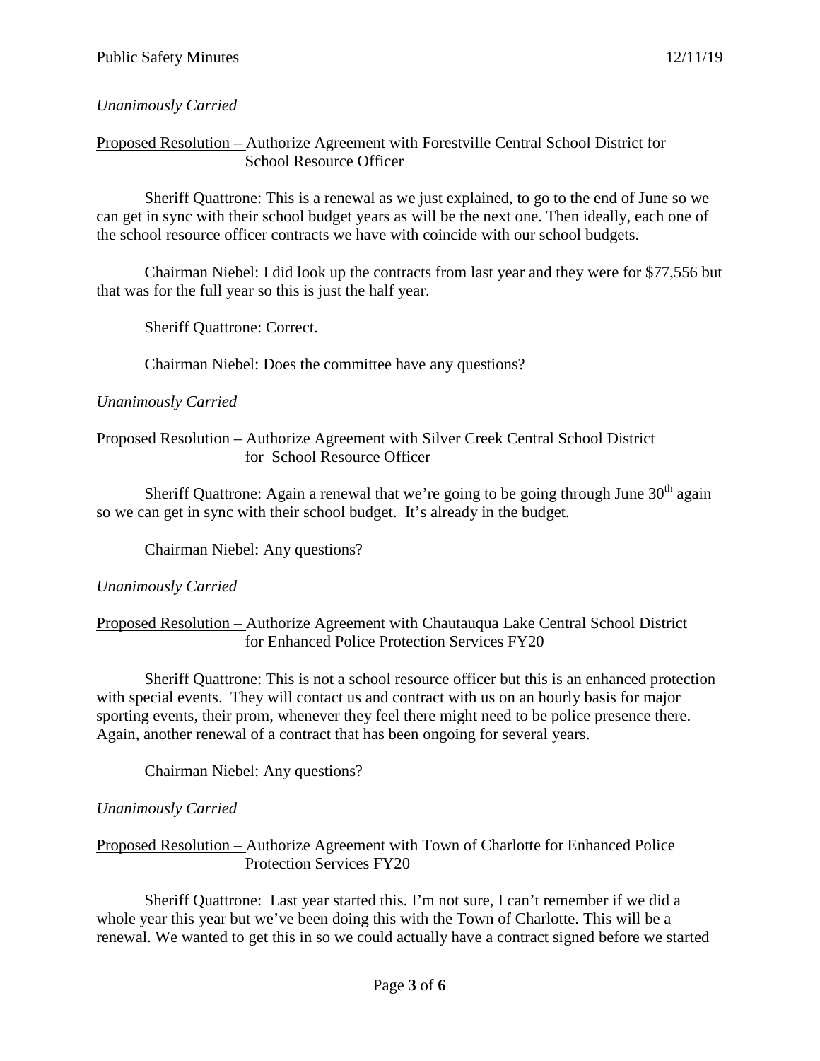*Unanimously Carried*

Proposed Resolution – Authorize Agreement with Forestville Central School District for School Resource Officer

Sheriff Quattrone: This is a renewal as we just explained, to go to the end of June so we can get in sync with their school budget years as will be the next one. Then ideally, each one of the school resource officer contracts we have with coincide with our school budgets.

Chairman Niebel: I did look up the contracts from last year and they were for $77,556 but that was for the full year so this is just the half year.

Sheriff Quattrone: Correct.

Chairman Niebel: Does the committee have any questions?

*Unanimously Carried*

Proposed Resolution – Authorize Agreement with Silver Creek Central School District for School Resource Officer

Sheriff Quattrone: Again a renewal that we're going to be going through June 30th again so we can get in sync with their school budget. It's already in the budget.

Chairman Niebel: Any questions?

*Unanimously Carried*

Proposed Resolution – Authorize Agreement with Chautauqua Lake Central School District for Enhanced Police Protection Services FY20

Sheriff Quattrone: This is not a school resource officer but this is an enhanced protection with special events. They will contact us and contract with us on an hourly basis for major sporting events, their prom, whenever they feel there might need to be police presence there. Again, another renewal of a contract that has been ongoing for several years.

Chairman Niebel: Any questions?

*Unanimously Carried*

Proposed Resolution – Authorize Agreement with Town of Charlotte for Enhanced Police Protection Services FY20

Sheriff Quattrone: Last year started this. I'm not sure, I can't remember if we did a whole year this year but we've been doing this with the Town of Charlotte. This will be a renewal. We wanted to get this in so we could actually have a contract signed before we started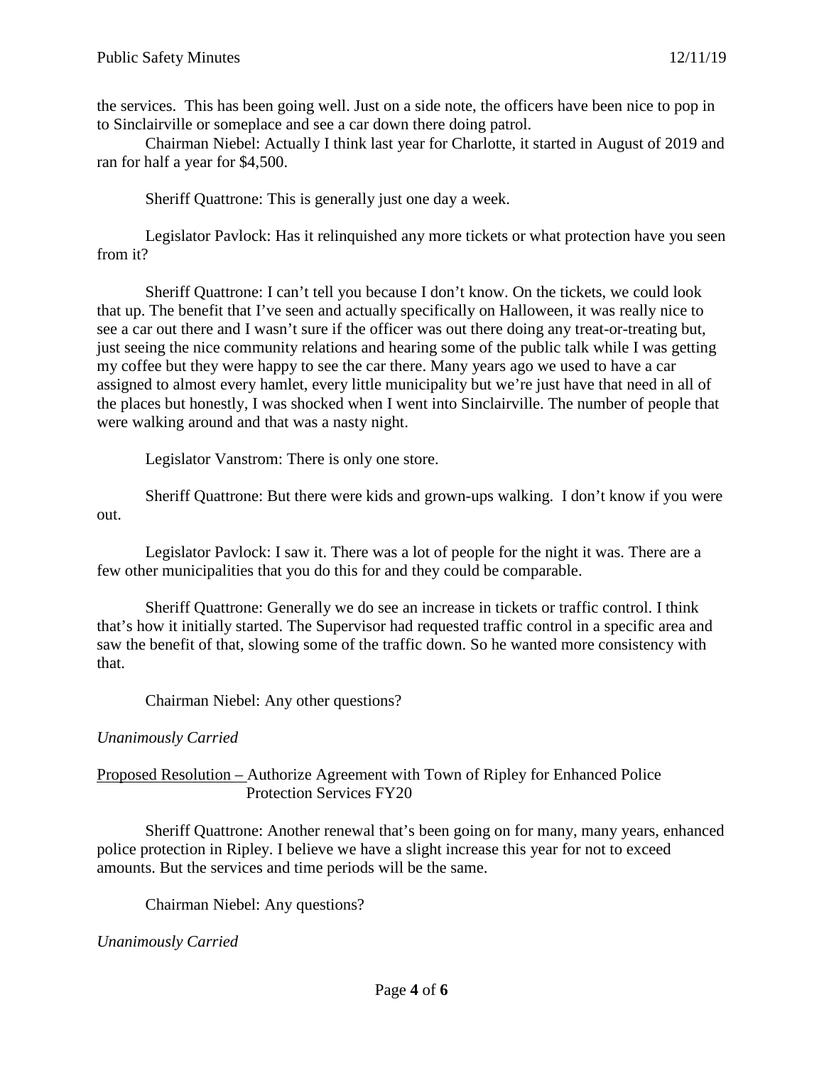the services. This has been going well. Just on a side note, the officers have been nice to pop in to Sinclairville or someplace and see a car down there doing patrol.

Chairman Niebel: Actually I think last year for Charlotte, it started in August of 2019 and ran for half a year for $4,500.

Sheriff Quattrone: This is generally just one day a week.

Legislator Pavlock: Has it relinquished any more tickets or what protection have you seen from it?

Sheriff Quattrone: I can't tell you because I don't know. On the tickets, we could look that up. The benefit that I've seen and actually specifically on Halloween, it was really nice to see a car out there and I wasn't sure if the officer was out there doing any treat-or-treating but, just seeing the nice community relations and hearing some of the public talk while I was getting my coffee but they were happy to see the car there. Many years ago we used to have a car assigned to almost every hamlet, every little municipality but we're just have that need in all of the places but honestly, I was shocked when I went into Sinclairville. The number of people that were walking around and that was a nasty night.

Legislator Vanstrom: There is only one store.

Sheriff Quattrone: But there were kids and grown-ups walking. I don't know if you were out.

Legislator Pavlock: I saw it. There was a lot of people for the night it was. There are a few other municipalities that you do this for and they could be comparable.

Sheriff Quattrone: Generally we do see an increase in tickets or traffic control. I think that's how it initially started. The Supervisor had requested traffic control in a specific area and saw the benefit of that, slowing some of the traffic down. So he wanted more consistency with that.

Chairman Niebel: Any other questions?

*Unanimously Carried*

<u>Proposed Resolution –</u> Authorize Agreement with Town of Ripley for Enhanced Police Protection Services FY20

Sheriff Quattrone: Another renewal that's been going on for many, many years, enhanced police protection in Ripley. I believe we have a slight increase this year for not to exceed amounts. But the services and time periods will be the same.

Chairman Niebel: Any questions?

*Unanimously Carried*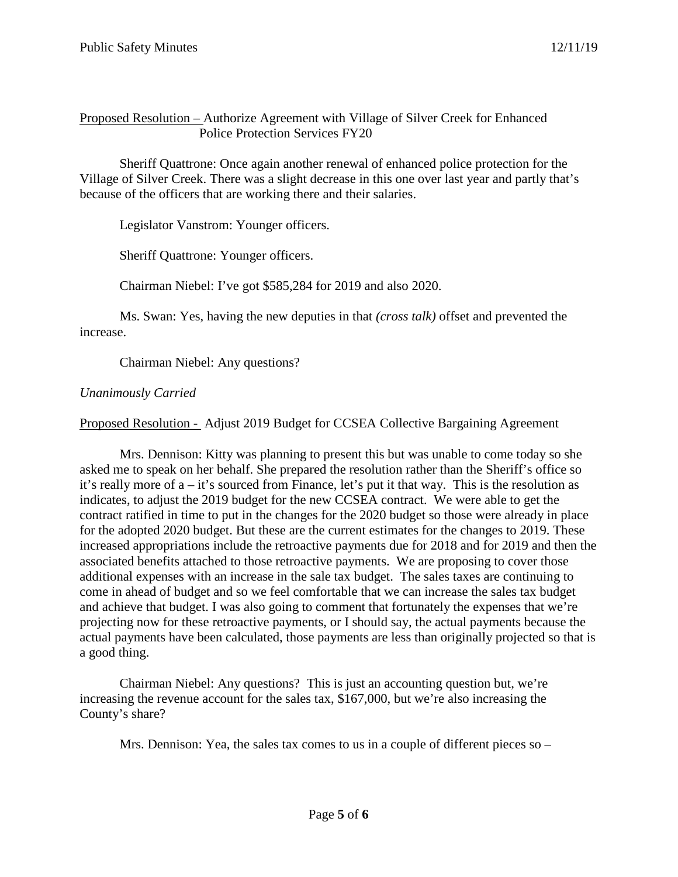Proposed Resolution – Authorize Agreement with Village of Silver Creek for Enhanced Police Protection Services FY20

Sheriff Quattrone: Once again another renewal of enhanced police protection for the Village of Silver Creek. There was a slight decrease in this one over last year and partly that's because of the officers that are working there and their salaries.

Legislator Vanstrom: Younger officers.

Sheriff Quattrone: Younger officers.

Chairman Niebel: I've got $585,284 for 2019 and also 2020.

Ms. Swan: Yes, having the new deputies in that *(cross talk)* offset and prevented the increase.

Chairman Niebel: Any questions?

*Unanimously Carried*

Proposed Resolution - Adjust 2019 Budget for CCSEA Collective Bargaining Agreement

Mrs. Dennison: Kitty was planning to present this but was unable to come today so she asked me to speak on her behalf. She prepared the resolution rather than the Sheriff's office so it's really more of a – it's sourced from Finance, let's put it that way. This is the resolution as indicates, to adjust the 2019 budget for the new CCSEA contract. We were able to get the contract ratified in time to put in the changes for the 2020 budget so those were already in place for the adopted 2020 budget. But these are the current estimates for the changes to 2019. These increased appropriations include the retroactive payments due for 2018 and for 2019 and then the associated benefits attached to those retroactive payments. We are proposing to cover those additional expenses with an increase in the sale tax budget. The sales taxes are continuing to come in ahead of budget and so we feel comfortable that we can increase the sales tax budget and achieve that budget. I was also going to comment that fortunately the expenses that we're projecting now for these retroactive payments, or I should say, the actual payments because the actual payments have been calculated, those payments are less than originally projected so that is a good thing.

Chairman Niebel: Any questions? This is just an accounting question but, we're increasing the revenue account for the sales tax, $167,000, but we're also increasing the County's share?

Mrs. Dennison: Yea, the sales tax comes to us in a couple of different pieces so –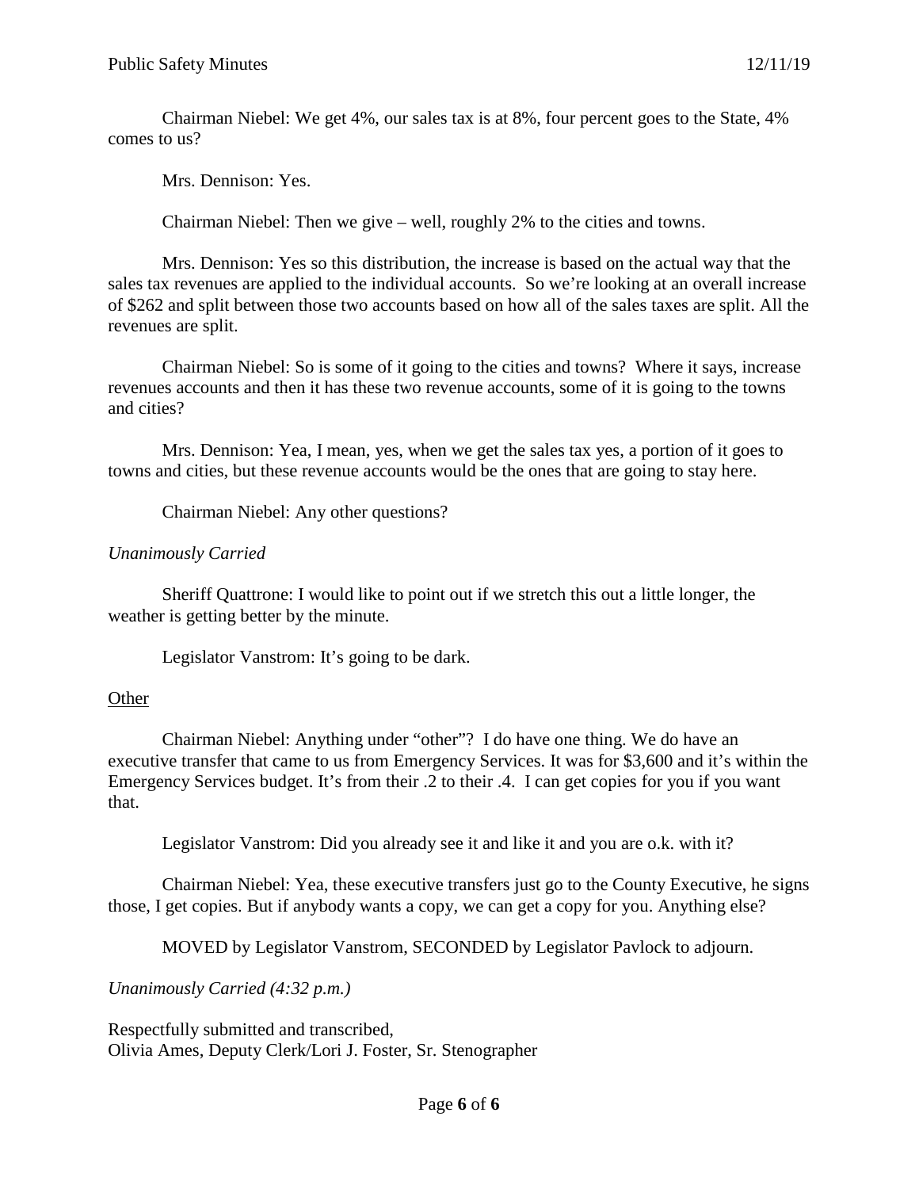Chairman Niebel: We get 4%, our sales tax is at 8%, four percent goes to the State, 4% comes to us?

Mrs. Dennison: Yes.

Chairman Niebel: Then we give – well, roughly 2% to the cities and towns.

Mrs. Dennison: Yes so this distribution, the increase is based on the actual way that the sales tax revenues are applied to the individual accounts. So we're looking at an overall increase of $262 and split between those two accounts based on how all of the sales taxes are split. All the revenues are split.

Chairman Niebel: So is some of it going to the cities and towns? Where it says, increase revenues accounts and then it has these two revenue accounts, some of it is going to the towns and cities?

Mrs. Dennison: Yea, I mean, yes, when we get the sales tax yes, a portion of it goes to towns and cities, but these revenue accounts would be the ones that are going to stay here.

Chairman Niebel: Any other questions?

*Unanimously Carried*

Sheriff Quattrone: I would like to point out if we stretch this out a little longer, the weather is getting better by the minute.

Legislator Vanstrom: It's going to be dark.

Other

Chairman Niebel: Anything under "other"? I do have one thing. We do have an executive transfer that came to us from Emergency Services. It was for $3,600 and it's within the Emergency Services budget. It's from their .2 to their .4. I can get copies for you if you want that.

Legislator Vanstrom: Did you already see it and like it and you are o.k. with it?

Chairman Niebel: Yea, these executive transfers just go to the County Executive, he signs those, I get copies. But if anybody wants a copy, we can get a copy for you. Anything else?

MOVED by Legislator Vanstrom, SECONDED by Legislator Pavlock to adjourn.

*Unanimously Carried (4:32 p.m.)*

Respectfully submitted and transcribed,
Olivia Ames, Deputy Clerk/Lori J. Foster, Sr. Stenographer